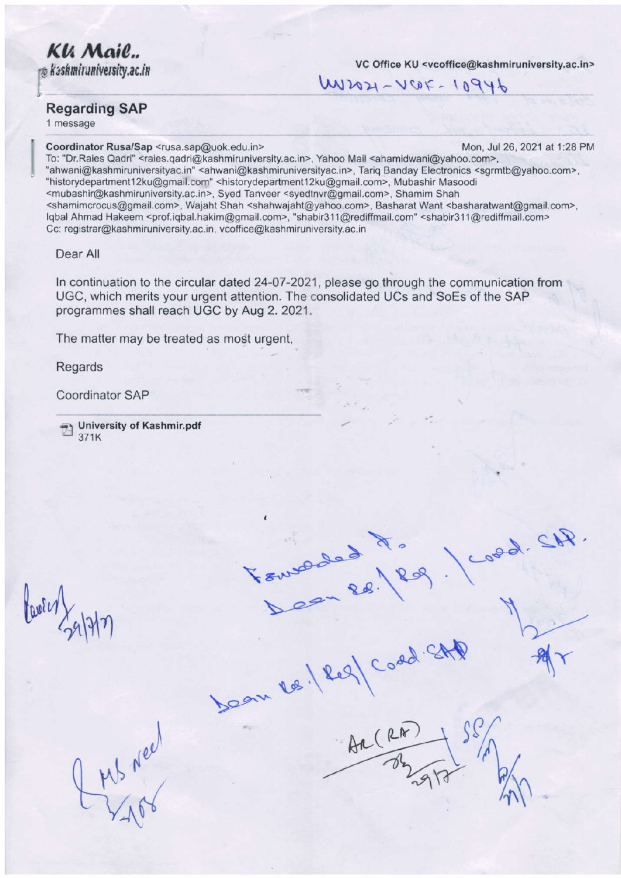KU Mail..
kashmiruniversity.ac.in

VC Office KU <vcoffice@kashmiruniversity.ac.in>

UU2021-VCOF-10946

## Regarding SAP

1 message

**Coordinator Rusa/Sap** <rusa.sap@uok.edu.in> Mon, Jul 26, 2021 at 1:28 PM
To: "Dr.Raies Qadri" <raies.qadri@kashmiruniversity.ac.in>, Yahoo Mail <ahamidwani@yahoo.com>, "ahwani@kashmiruniversityac.in" <ahwani@kashmiruniversityac.in>, Tariq Banday Electronics <sgrmtb@yahoo.com>, "historydepartment12ku@gmail.com" <historydepartment12ku@gmail.com>, Mubashir Masoodi <mubashir@kashmiruniversity.ac.in>, Syed Tanveer <syedtnvr@gmail.com>, Shamim Shah <shamimcrocus@gmail.com>, Wajaht Shah <shahwajaht@yahoo.com>, Basharat Want <basharatwant@gmail.com>, Iqbal Ahmad Hakeem <prof.iqbal.hakim@gmail.com>, "shabir311@rediffmail.com" <shabir311@rediffmail.com>
Cc: registrar@kashmiruniversity.ac.in, vcoffice@kashmiruniversity.ac.in

Dear All

In continuation to the circular dated 24-07-2021, please go through the communication from UGC, which merits your urgent attention. The consolidated UCs and SoEs of the SAP programmes shall reach UGC by Aug 2. 2021.

The matter may be treated as most urgent,

Regards

Coordinator SAP

University of Kashmir.pdf
371K

Forwarded to
Dean RS. / Reg. / Coord. SAP.

Dean RS. / Reg / Coord. SAP

AR (RA)
29/7

29/7/21

MS need
2/8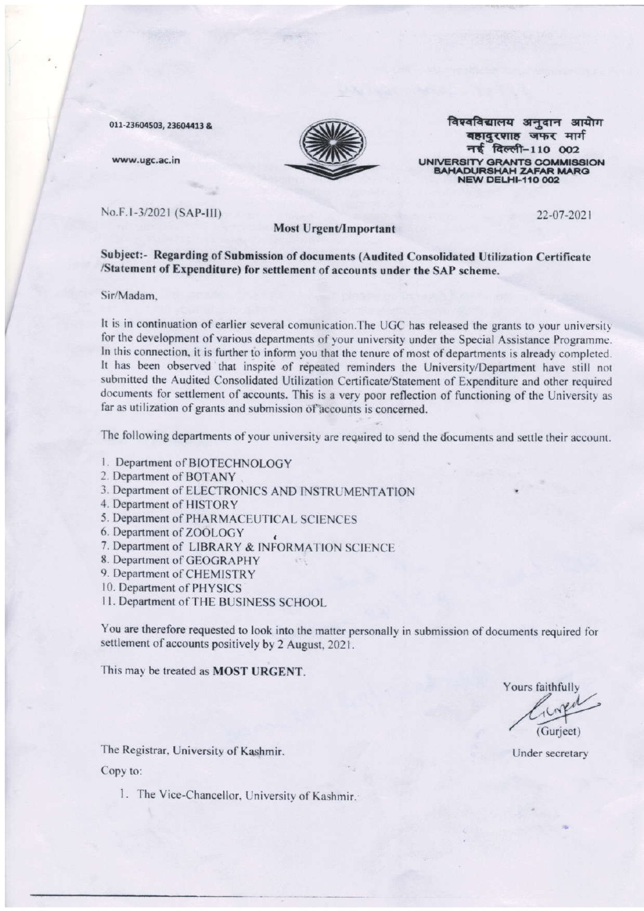011-23604503, 23604413 &

www.ugc.ac.in

विश्वविद्यालय अनुदान आयोग
बहादुरशाह जफर मार्ग
नई दिल्ली-110 002
UNIVERSITY GRANTS COMMISSION
BAHADURSHAH ZAFAR MARG
NEW DELHI-110 002

No.F.1-3/2021 (SAP-III)

22-07-2021

**Most Urgent/Important**

**Subject:- Regarding of Submission of documents (Audited Consolidated Utilization Certificate /Statement of Expenditure) for settlement of accounts under the SAP scheme.**

Sir/Madam,

It is in continuation of earlier several comunication.The UGC has released the grants to your university for the development of various departments of your university under the Special Assistance Programme. In this connection, it is further to inform you that the tenure of most of departments is already completed. It has been observed that inspite of repeated reminders the University/Department have still not submitted the Audited Consolidated Utilization Certificate/Statement of Expenditure and other required documents for settlement of accounts. This is a very poor reflection of functioning of the University as far as utilization of grants and submission of accounts is concerned.

The following departments of your university are required to send the documents and settle their account.

1. Department of BIOTECHNOLOGY
2. Department of BOTANY
3. Department of ELECTRONICS AND INSTRUMENTATION
4. Department of HISTORY
5. Department of PHARMACEUTICAL SCIENCES
6. Department of ZOOLOGY
7. Department of LIBRARY & INFORMATION SCIENCE
8. Department of GEOGRAPHY
9. Department of CHEMISTRY
10. Department of PHYSICS
11. Department of THE BUSINESS SCHOOL

You are therefore requested to look into the matter personally in submission of documents required for settlement of accounts positively by 2 August, 2021.

This may be treated as **MOST URGENT.**

Yours faithfully

(Gurjeet)

Under secretary

The Registrar, University of Kashmir.

Copy to:

1. The Vice-Chancellor, University of Kashmir.